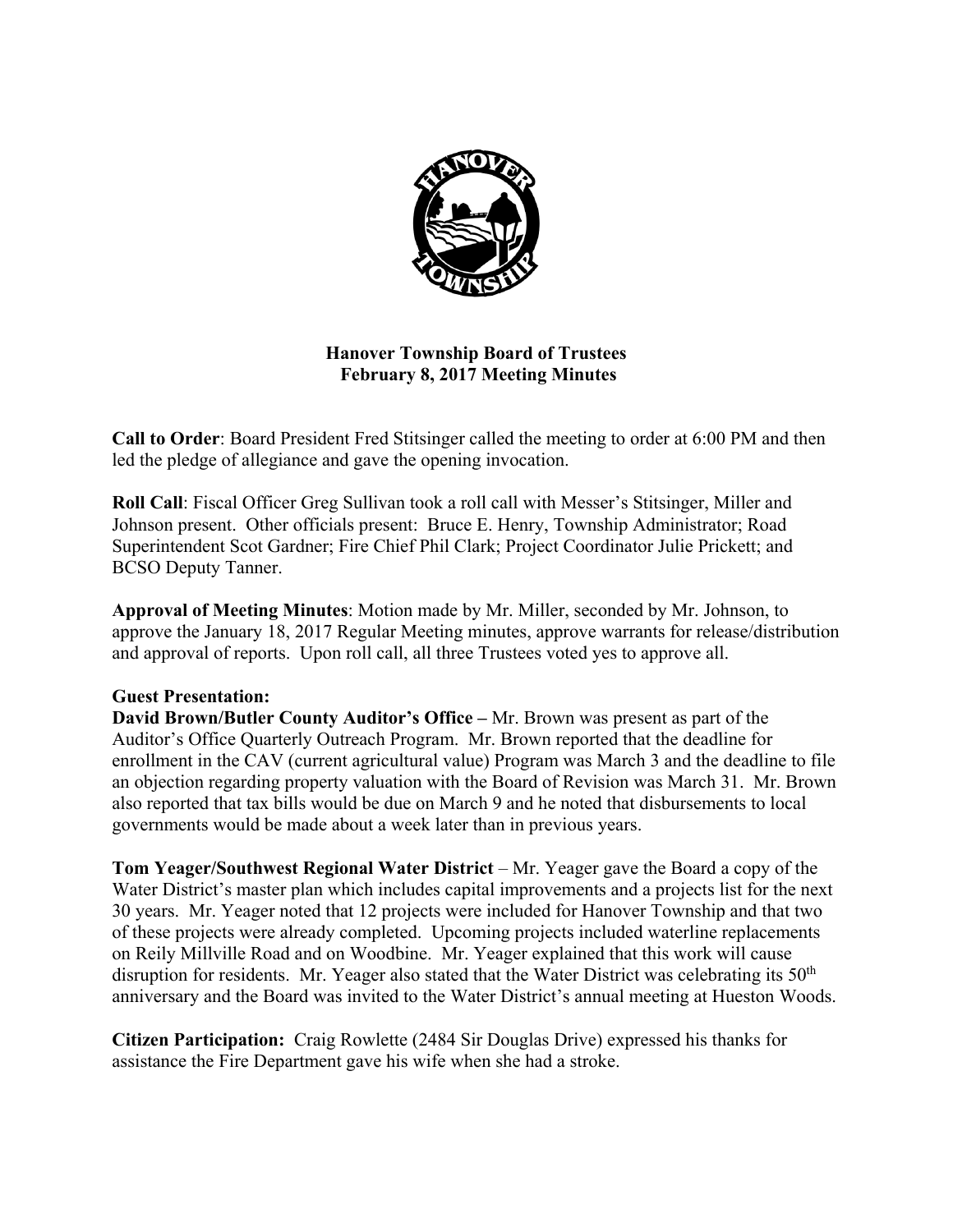**Hanover Township Board of Trustees**
**February 8, 2017 Meeting Minutes**

**Call to Order**: Board President Fred Stitsinger called the meeting to order at 6:00 PM and then led the pledge of allegiance and gave the opening invocation.

**Roll Call**: Fiscal Officer Greg Sullivan took a roll call with Messer's Stitsinger, Miller and Johnson present. Other officials present: Bruce E. Henry, Township Administrator; Road Superintendent Scot Gardner; Fire Chief Phil Clark; Project Coordinator Julie Prickett; and BCSO Deputy Tanner.

**Approval of Meeting Minutes**: Motion made by Mr. Miller, seconded by Mr. Johnson, to approve the January 18, 2017 Regular Meeting minutes, approve warrants for release/distribution and approval of reports. Upon roll call, all three Trustees voted yes to approve all.

**Guest Presentation:**

**David Brown/Butler County Auditor's Office –** Mr. Brown was present as part of the Auditor's Office Quarterly Outreach Program. Mr. Brown reported that the deadline for enrollment in the CAV (current agricultural value) Program was March 3 and the deadline to file an objection regarding property valuation with the Board of Revision was March 31. Mr. Brown also reported that tax bills would be due on March 9 and he noted that disbursements to local governments would be made about a week later than in previous years.

**Tom Yeager/Southwest Regional Water District** – Mr. Yeager gave the Board a copy of the Water District's master plan which includes capital improvements and a projects list for the next 30 years. Mr. Yeager noted that 12 projects were included for Hanover Township and that two of these projects were already completed. Upcoming projects included waterline replacements on Reily Millville Road and on Woodbine. Mr. Yeager explained that this work will cause disruption for residents. Mr. Yeager also stated that the Water District was celebrating its 50th anniversary and the Board was invited to the Water District's annual meeting at Hueston Woods.

**Citizen Participation:** Craig Rowlette (2484 Sir Douglas Drive) expressed his thanks for assistance the Fire Department gave his wife when she had a stroke.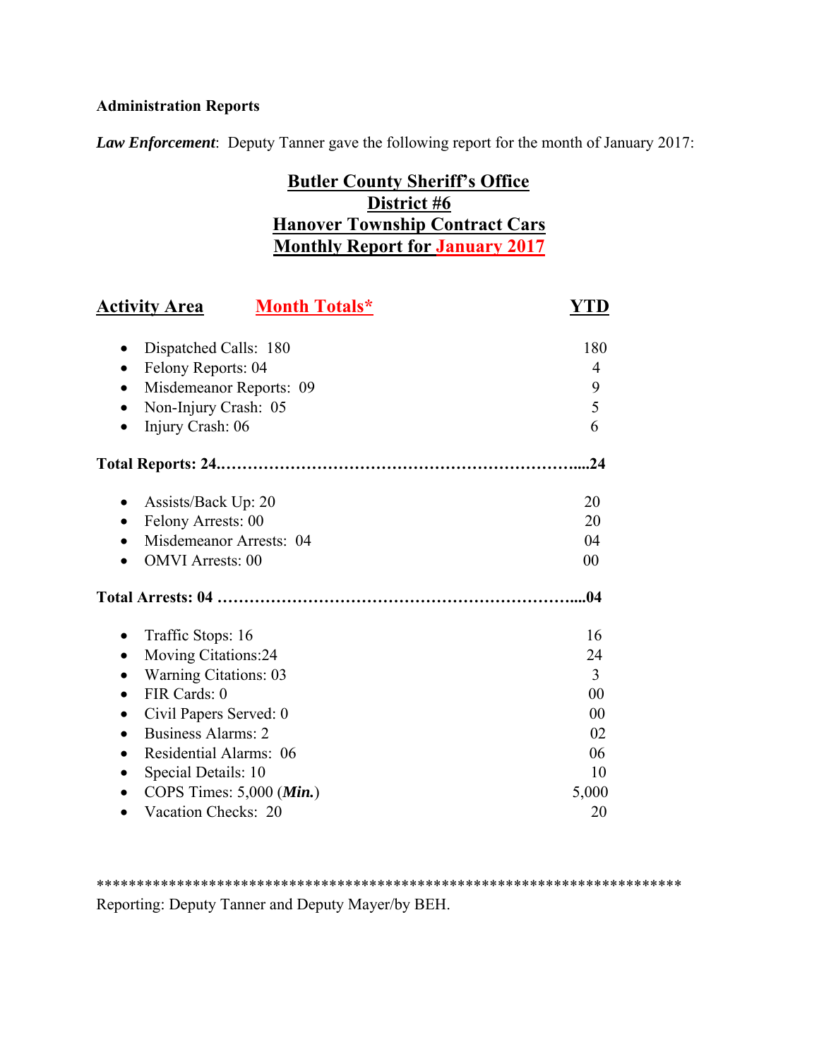**Administration Reports**

***Law Enforcement***: Deputy Tanner gave the following report for the month of January 2017:

## Butler County Sheriff's Office
## District #6
## Hanover Township Contract Cars
## Monthly Report for January 2017

| Activity Area | Month Totals* | YTD |
|---|---|---|
| • Dispatched Calls: 180 | | 180 |
| • Felony Reports: 04 | | 4 |
| • Misdemeanor Reports: 09 | | 9 |
| • Non-Injury Crash: 05 | | 5 |
| • Injury Crash: 06 | | 6 |
| **Total Reports: 24.………………………………………………………....24** | | |
| • Assists/Back Up: 20 | | 20 |
| • Felony Arrests: 00 | | 20 |
| • Misdemeanor Arrests: 04 | | 04 |
| • OMVI Arrests: 00 | | 00 |
| **Total Arrests: 04 ………………………………………………………....04** | | |
| • Traffic Stops: 16 | | 16 |
| • Moving Citations:24 | | 24 |
| • Warning Citations: 03 | | 3 |
| • FIR Cards: 0 | | 00 |
| • Civil Papers Served: 0 | | 00 |
| • Business Alarms: 2 | | 02 |
| • Residential Alarms: 06 | | 06 |
| • Special Details: 10 | | 10 |
| • COPS Times: 5,000 (***Min.***) | | 5,000 |
| • Vacation Checks: 20 | | 20 |

**************************************************************************

Reporting: Deputy Tanner and Deputy Mayer/by BEH.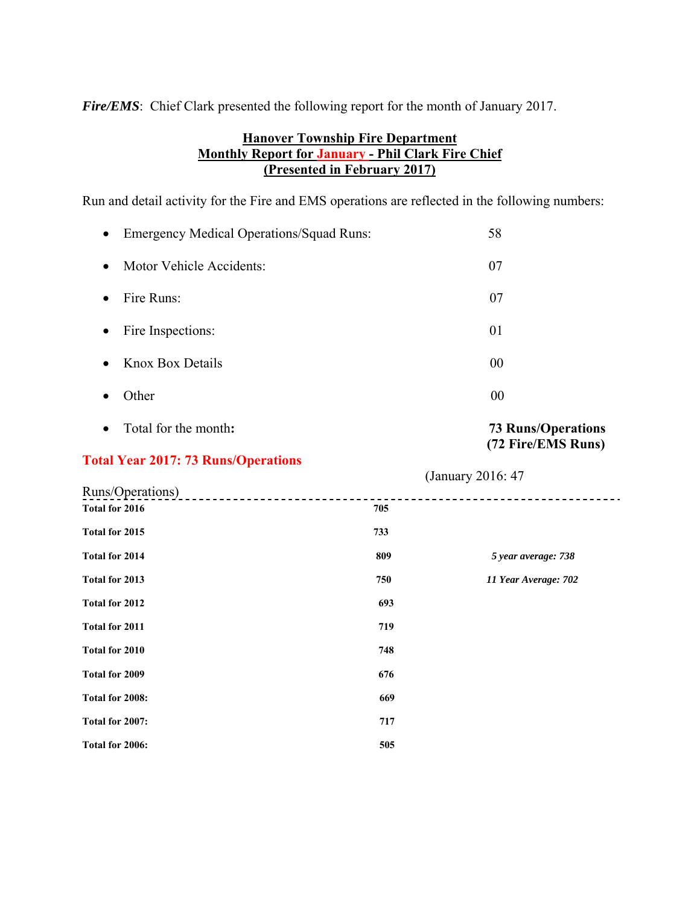***Fire/EMS***: Chief Clark presented the following report for the month of January 2017.

**Hanover Township Fire Department**
**Monthly Report for January - Phil Clark Fire Chief**
**(Presented in February 2017)**

Run and detail activity for the Fire and EMS operations are reflected in the following numbers:

- Emergency Medical Operations/Squad Runs: 58
- Motor Vehicle Accidents: 07
- Fire Runs: 07
- Fire Inspections: 01
- Knox Box Details 00
- Other 00
- Total for the month**:** **73 Runs/Operations (72 Fire/EMS Runs)**

**Total Year 2017: 73 Runs/Operations** (January 2016: 47 Runs/Operations)

| | | |
|---|---|---|
| **Total for 2016** | **705** | |
| **Total for 2015** | **733** | |
| **Total for 2014** | **809** | ***5 year average: 738*** |
| **Total for 2013** | **750** | ***11 Year Average: 702*** |
| **Total for 2012** | **693** | |
| **Total for 2011** | **719** | |
| **Total for 2010** | **748** | |
| **Total for 2009** | **676** | |
| **Total for 2008:** | **669** | |
| **Total for 2007:** | **717** | |
| **Total for 2006:** | **505** | |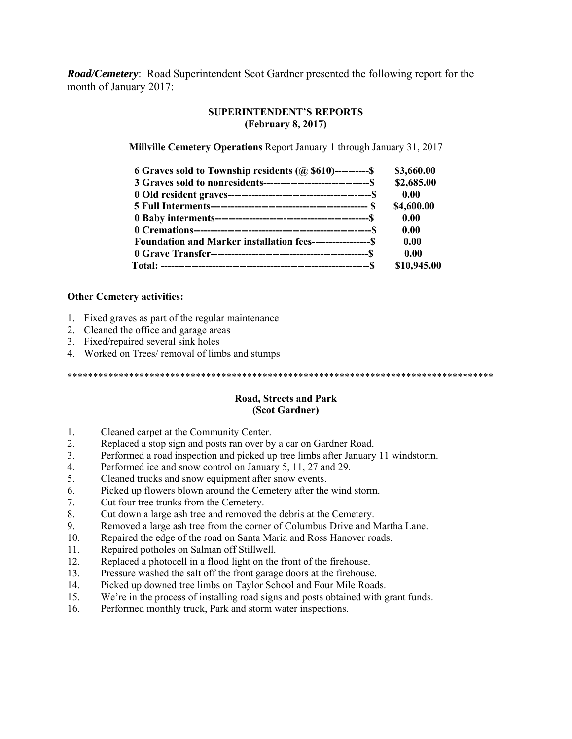***Road/Cemetery***: Road Superintendent Scot Gardner presented the following report for the month of January 2017:

**SUPERINTENDENT'S REPORTS**
**(February 8, 2017)**

**Millville Cemetery Operations** Report January 1 through January 31, 2017

| | |
|---|---|
| **6 Graves sold to Township residents (@ $610)----------$** | **$3,660.00** |
| **3 Graves sold to nonresidents--------------------------------$** | **$2,685.00** |
| **0 Old resident graves-------------------------------------------$** | **0.00** |
| **5 Full Interments---------------------------------------------- $** | **$4,600.00** |
| **0 Baby interments---------------------------------------------$** | **0.00** |
| **0 Cremations---------------------------------------------------$** | **0.00** |
| **Foundation and Marker installation fees-----------------$** | **0.00** |
| **0 Grave Transfer----------------------------------------------$** | **0.00** |
| **Total: -----------------------------------------------------------$** | **$10,945.00** |

**Other Cemetery activities:**

1. Fixed graves as part of the regular maintenance
2. Cleaned the office and garage areas
3. Fixed/repaired several sink holes
4. Worked on Trees/ removal of limbs and stumps

************************************************************************************

**Road, Streets and Park**
**(Scot Gardner)**

1. Cleaned carpet at the Community Center.
2. Replaced a stop sign and posts ran over by a car on Gardner Road.
3. Performed a road inspection and picked up tree limbs after January 11 windstorm.
4. Performed ice and snow control on January 5, 11, 27 and 29.
5. Cleaned trucks and snow equipment after snow events.
6. Picked up flowers blown around the Cemetery after the wind storm.
7. Cut four tree trunks from the Cemetery.
8. Cut down a large ash tree and removed the debris at the Cemetery.
9. Removed a large ash tree from the corner of Columbus Drive and Martha Lane.
10. Repaired the edge of the road on Santa Maria and Ross Hanover roads.
11. Repaired potholes on Salman off Stillwell.
12. Replaced a photocell in a flood light on the front of the firehouse.
13. Pressure washed the salt off the front garage doors at the firehouse.
14. Picked up downed tree limbs on Taylor School and Four Mile Roads.
15. We're in the process of installing road signs and posts obtained with grant funds.
16. Performed monthly truck, Park and storm water inspections.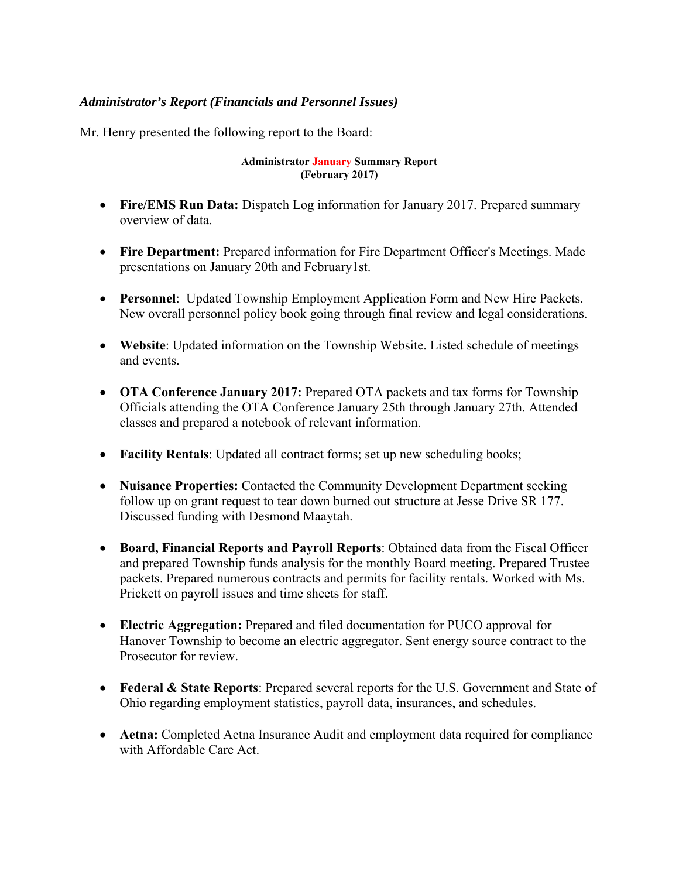***Administrator's Report (Financials and Personnel Issues)***

Mr. Henry presented the following report to the Board:

**Administrator January Summary Report**
**(February 2017)**

- **Fire/EMS Run Data:** Dispatch Log information for January 2017. Prepared summary overview of data.

- **Fire Department:** Prepared information for Fire Department Officer's Meetings. Made presentations on January 20th and February1st.

- **Personnel**: Updated Township Employment Application Form and New Hire Packets. New overall personnel policy book going through final review and legal considerations.

- **Website**: Updated information on the Township Website. Listed schedule of meetings and events.

- **OTA Conference January 2017:** Prepared OTA packets and tax forms for Township Officials attending the OTA Conference January 25th through January 27th. Attended classes and prepared a notebook of relevant information.

- **Facility Rentals**: Updated all contract forms; set up new scheduling books;

- **Nuisance Properties:** Contacted the Community Development Department seeking follow up on grant request to tear down burned out structure at Jesse Drive SR 177. Discussed funding with Desmond Maaytah.

- **Board, Financial Reports and Payroll Reports**: Obtained data from the Fiscal Officer and prepared Township funds analysis for the monthly Board meeting. Prepared Trustee packets. Prepared numerous contracts and permits for facility rentals. Worked with Ms. Prickett on payroll issues and time sheets for staff.

- **Electric Aggregation:** Prepared and filed documentation for PUCO approval for Hanover Township to become an electric aggregator. Sent energy source contract to the Prosecutor for review.

- **Federal & State Reports**: Prepared several reports for the U.S. Government and State of Ohio regarding employment statistics, payroll data, insurances, and schedules.

- **Aetna:** Completed Aetna Insurance Audit and employment data required for compliance with Affordable Care Act.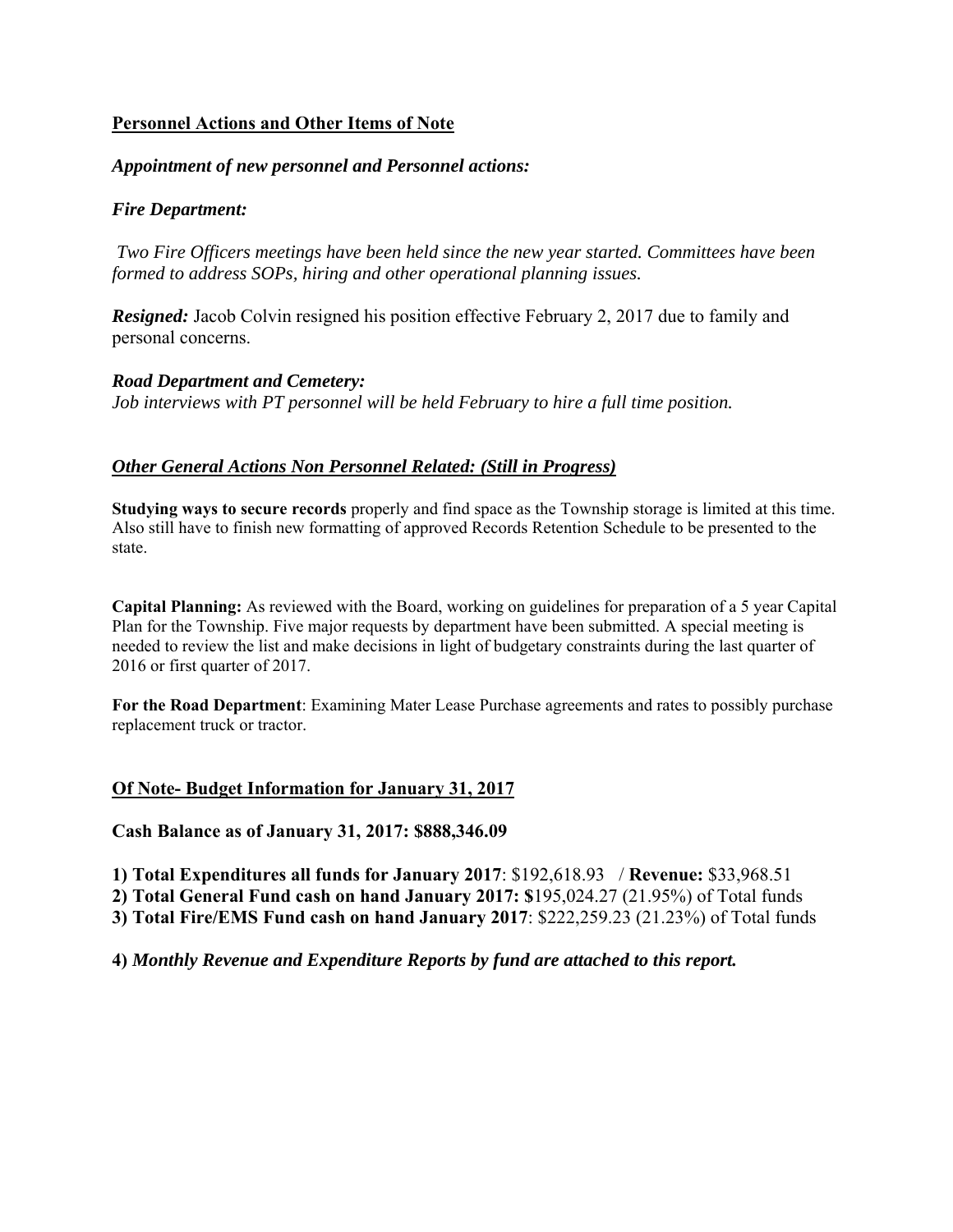## Personnel Actions and Other Items of Note

### *Appointment of new personnel and Personnel actions:*

### *Fire Department:*

*Two Fire Officers meetings have been held since the new year started. Committees have been formed to address SOPs, hiring and other operational planning issues.*

***Resigned:*** Jacob Colvin resigned his position effective February 2, 2017 due to family and personal concerns.

### *Road Department and Cemetery:*

*Job interviews with PT personnel will be held February to hire a full time position.*

## *Other General Actions Non Personnel Related: (Still in Progress)*

**Studying ways to secure records** properly and find space as the Township storage is limited at this time. Also still have to finish new formatting of approved Records Retention Schedule to be presented to the state.

**Capital Planning:** As reviewed with the Board, working on guidelines for preparation of a 5 year Capital Plan for the Township. Five major requests by department have been submitted. A special meeting is needed to review the list and make decisions in light of budgetary constraints during the last quarter of 2016 or first quarter of 2017.

**For the Road Department**: Examining Mater Lease Purchase agreements and rates to possibly purchase replacement truck or tractor.

## Of Note- Budget Information for January 31, 2017

**Cash Balance as of January 31, 2017: $888,346.09**

**1) Total Expenditures all funds for January 2017**: $192,618.93 / **Revenue:** $33,968.51
**2) Total General Fund cash on hand January 2017: $**195,024.27 (21.95%) of Total funds
**3) Total Fire/EMS Fund cash on hand January 2017**: $222,259.23 (21.23%) of Total funds

**4)** ***Monthly Revenue and Expenditure Reports by fund are attached to this report.***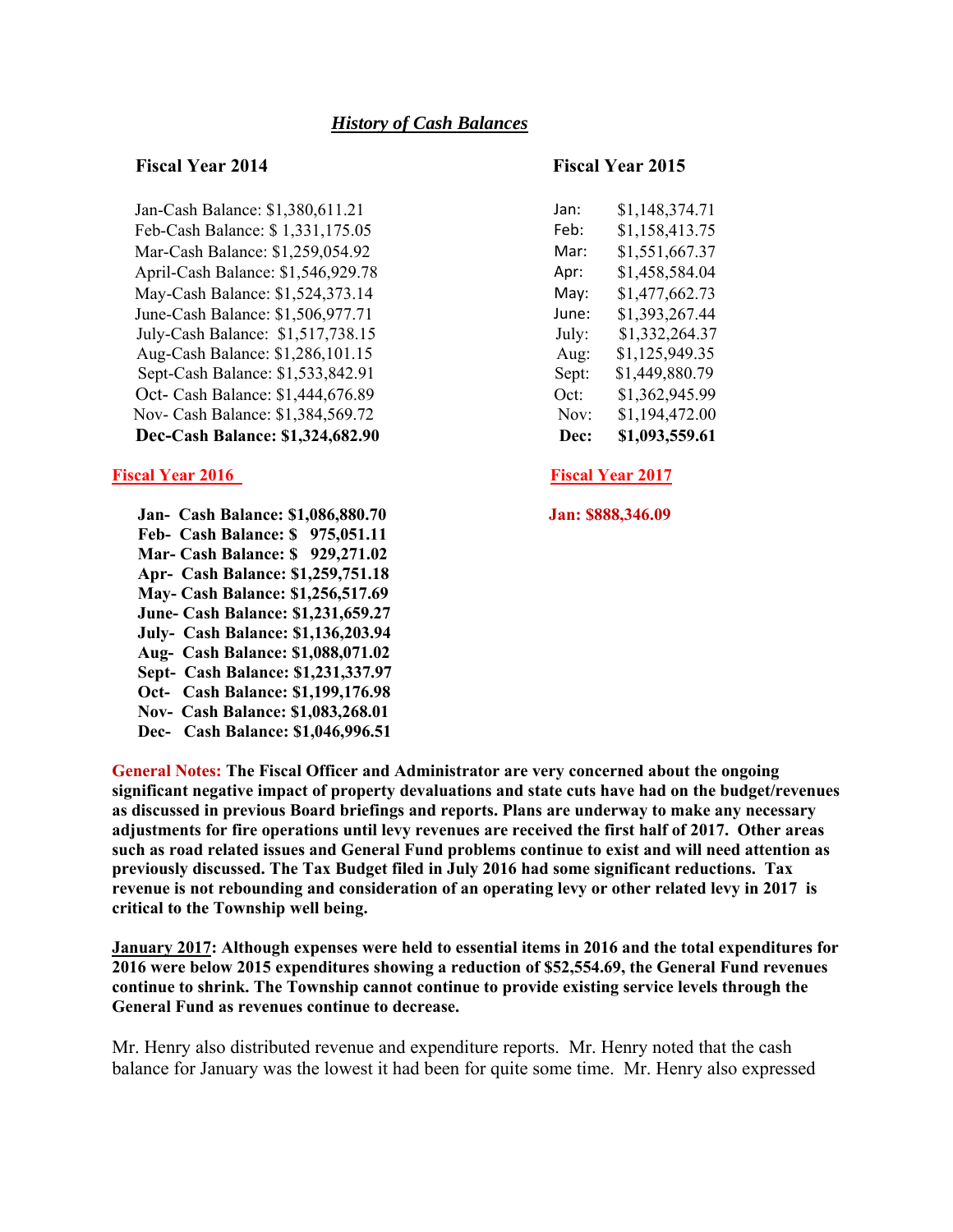## *History of Cash Balances*

**Fiscal Year 2014**

Jan-Cash Balance: $1,380,611.21
Feb-Cash Balance: $ 1,331,175.05
Mar-Cash Balance: $1,259,054.92
April-Cash Balance: $1,546,929.78
May-Cash Balance: $1,524,373.14
June-Cash Balance: $1,506,977.71
July-Cash Balance: $1,517,738.15
Aug-Cash Balance: $1,286,101.15
Sept-Cash Balance: $1,533,842.91
Oct- Cash Balance: $1,444,676.89
Nov- Cash Balance: $1,384,569.72
**Dec-Cash Balance: $1,324,682.90**

**Fiscal Year 2015**

| | |
|---|---|
| Jan: | $1,148,374.71 |
| Feb: | $1,158,413.75 |
| Mar: | $1,551,667.37 |
| Apr: | $1,458,584.04 |
| May: | $1,477,662.73 |
| June: | $1,393,267.44 |
| July: | $1,332,264.37 |
| Aug: | $1,125,949.35 |
| Sept: | $1,449,880.79 |
| Oct: | $1,362,945.99 |
| Nov: | $1,194,472.00 |
| **Dec:** | **$1,093,559.61** |

**Fiscal Year 2016**

**Jan- Cash Balance: $1,086,880.70**
**Feb- Cash Balance: $ 975,051.11**
**Mar- Cash Balance: $ 929,271.02**
**Apr- Cash Balance: $1,259,751.18**
**May- Cash Balance: $1,256,517.69**
**June- Cash Balance: $1,231,659.27**
**July- Cash Balance: $1,136,203.94**
**Aug- Cash Balance: $1,088,071.02**
**Sept- Cash Balance: $1,231,337.97**
**Oct- Cash Balance: $1,199,176.98**
**Nov- Cash Balance: $1,083,268.01**
**Dec- Cash Balance: $1,046,996.51**

**Fiscal Year 2017**

**Jan: $888,346.09**

**General Notes: The Fiscal Officer and Administrator are very concerned about the ongoing significant negative impact of property devaluations and state cuts have had on the budget/revenues as discussed in previous Board briefings and reports. Plans are underway to make any necessary adjustments for fire operations until levy revenues are received the first half of 2017. Other areas such as road related issues and General Fund problems continue to exist and will need attention as previously discussed. The Tax Budget filed in July 2016 had some significant reductions. Tax revenue is not rebounding and consideration of an operating levy or other related levy in 2017 is critical to the Township well being.**

**January 2017: Although expenses were held to essential items in 2016 and the total expenditures for 2016 were below 2015 expenditures showing a reduction of $52,554.69, the General Fund revenues continue to shrink. The Township cannot continue to provide existing service levels through the General Fund as revenues continue to decrease.**

Mr. Henry also distributed revenue and expenditure reports. Mr. Henry noted that the cash balance for January was the lowest it had been for quite some time. Mr. Henry also expressed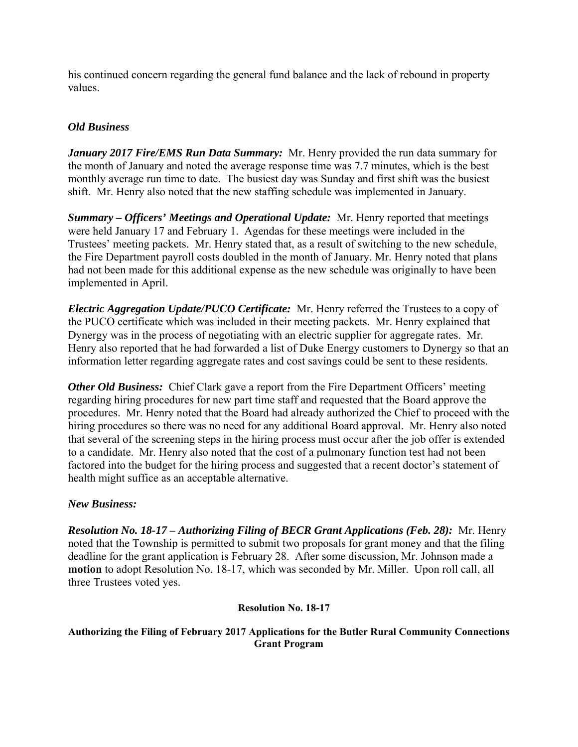his continued concern regarding the general fund balance and the lack of rebound in property values.

### *Old Business*

***January 2017 Fire/EMS Run Data Summary:*** Mr. Henry provided the run data summary for the month of January and noted the average response time was 7.7 minutes, which is the best monthly average run time to date. The busiest day was Sunday and first shift was the busiest shift. Mr. Henry also noted that the new staffing schedule was implemented in January.

***Summary – Officers' Meetings and Operational Update:*** Mr. Henry reported that meetings were held January 17 and February 1. Agendas for these meetings were included in the Trustees' meeting packets. Mr. Henry stated that, as a result of switching to the new schedule, the Fire Department payroll costs doubled in the month of January. Mr. Henry noted that plans had not been made for this additional expense as the new schedule was originally to have been implemented in April.

***Electric Aggregation Update/PUCO Certificate:*** Mr. Henry referred the Trustees to a copy of the PUCO certificate which was included in their meeting packets. Mr. Henry explained that Dynergy was in the process of negotiating with an electric supplier for aggregate rates. Mr. Henry also reported that he had forwarded a list of Duke Energy customers to Dynergy so that an information letter regarding aggregate rates and cost savings could be sent to these residents.

***Other Old Business:*** Chief Clark gave a report from the Fire Department Officers' meeting regarding hiring procedures for new part time staff and requested that the Board approve the procedures. Mr. Henry noted that the Board had already authorized the Chief to proceed with the hiring procedures so there was no need for any additional Board approval. Mr. Henry also noted that several of the screening steps in the hiring process must occur after the job offer is extended to a candidate. Mr. Henry also noted that the cost of a pulmonary function test had not been factored into the budget for the hiring process and suggested that a recent doctor's statement of health might suffice as an acceptable alternative.

### *New Business:*

***Resolution No. 18-17 – Authorizing Filing of BECR Grant Applications (Feb. 28):*** Mr. Henry noted that the Township is permitted to submit two proposals for grant money and that the filing deadline for the grant application is February 28. After some discussion, Mr. Johnson made a **motion** to adopt Resolution No. 18-17, which was seconded by Mr. Miller. Upon roll call, all three Trustees voted yes.

**Resolution No. 18-17**

**Authorizing the Filing of February 2017 Applications for the Butler Rural Community Connections Grant Program**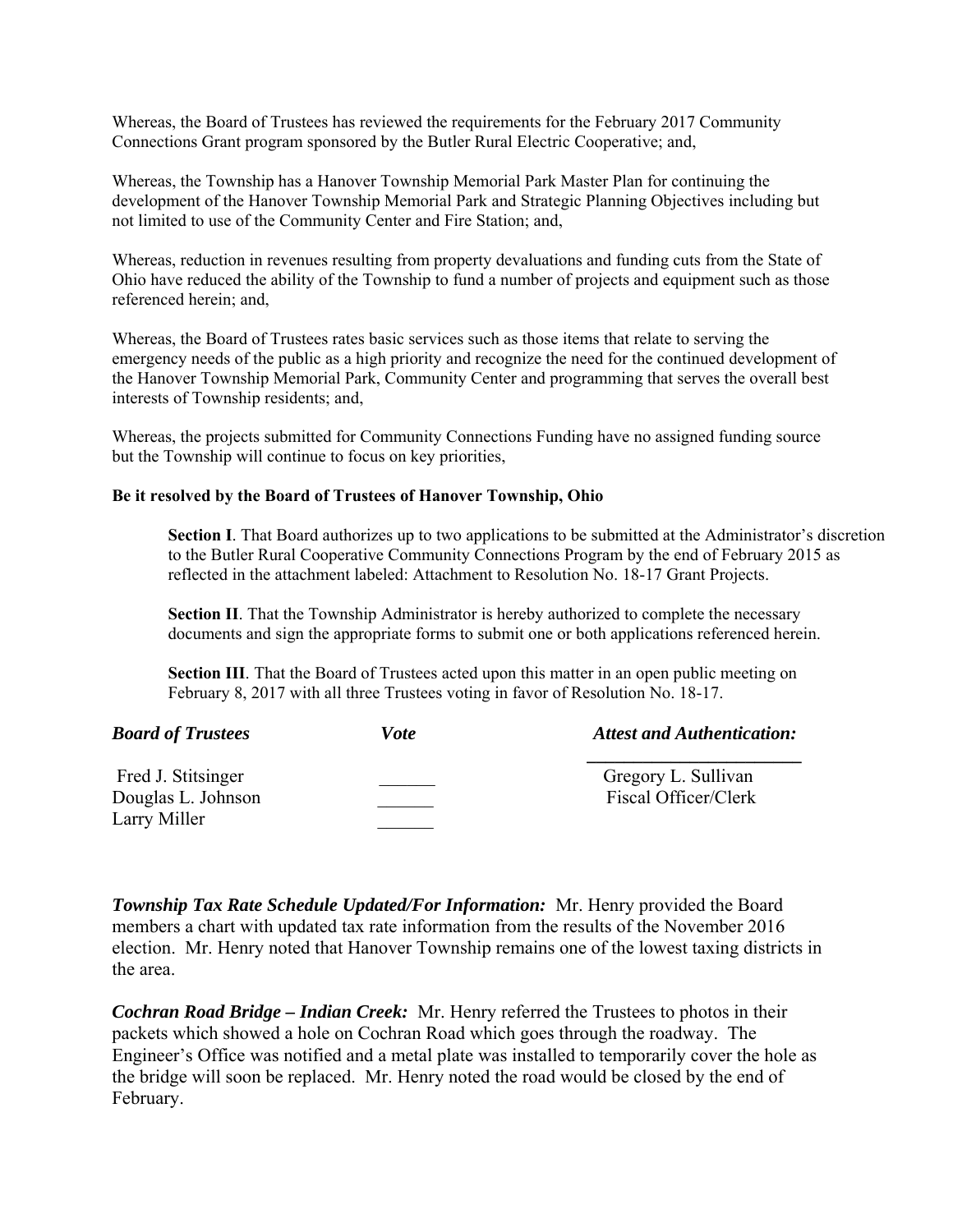Whereas, the Board of Trustees has reviewed the requirements for the February 2017 Community Connections Grant program sponsored by the Butler Rural Electric Cooperative; and,

Whereas, the Township has a Hanover Township Memorial Park Master Plan for continuing the development of the Hanover Township Memorial Park and Strategic Planning Objectives including but not limited to use of the Community Center and Fire Station; and,

Whereas, reduction in revenues resulting from property devaluations and funding cuts from the State of Ohio have reduced the ability of the Township to fund a number of projects and equipment such as those referenced herein; and,

Whereas, the Board of Trustees rates basic services such as those items that relate to serving the emergency needs of the public as a high priority and recognize the need for the continued development of the Hanover Township Memorial Park, Community Center and programming that serves the overall best interests of Township residents; and,

Whereas, the projects submitted for Community Connections Funding have no assigned funding source but the Township will continue to focus on key priorities,

**Be it resolved by the Board of Trustees of Hanover Township, Ohio**

**Section I**. That Board authorizes up to two applications to be submitted at the Administrator's discretion to the Butler Rural Cooperative Community Connections Program by the end of February 2015 as reflected in the attachment labeled: Attachment to Resolution No. 18-17 Grant Projects.

**Section II**. That the Township Administrator is hereby authorized to complete the necessary documents and sign the appropriate forms to submit one or both applications referenced herein.

**Section III**. That the Board of Trustees acted upon this matter in an open public meeting on February 8, 2017 with all three Trustees voting in favor of Resolution No. 18-17.

| ***Board of Trustees*** | ***Vote*** | ***Attest and Authentication:*** |
|---|---|---|
| Fred J. Stitsinger | ______ | Gregory L. Sullivan |
| Douglas L. Johnson | ______ | Fiscal Officer/Clerk |
| Larry Miller | ______ | |

***Township Tax Rate Schedule Updated/For Information:*** Mr. Henry provided the Board members a chart with updated tax rate information from the results of the November 2016 election. Mr. Henry noted that Hanover Township remains one of the lowest taxing districts in the area.

***Cochran Road Bridge – Indian Creek:*** Mr. Henry referred the Trustees to photos in their packets which showed a hole on Cochran Road which goes through the roadway. The Engineer's Office was notified and a metal plate was installed to temporarily cover the hole as the bridge will soon be replaced. Mr. Henry noted the road would be closed by the end of February.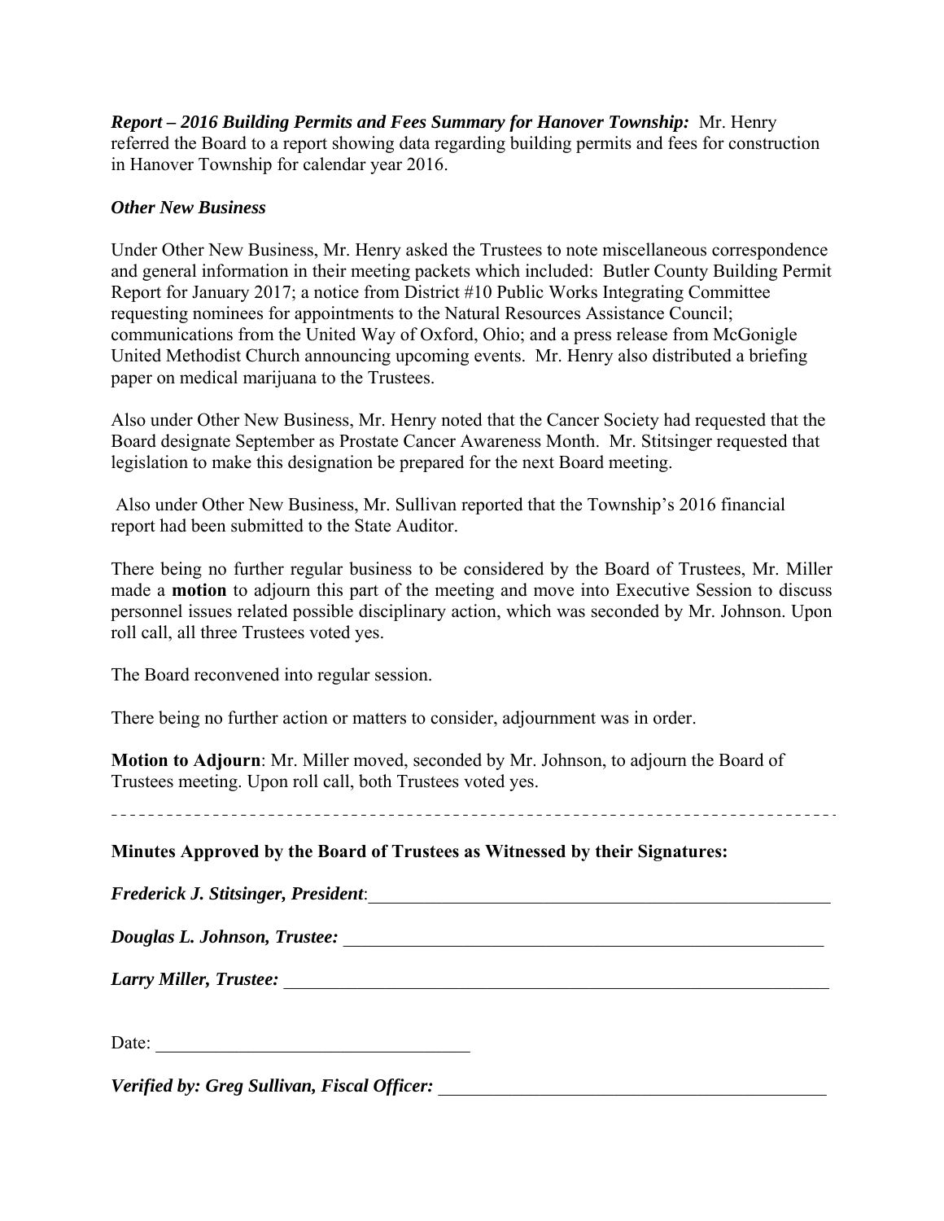***Report – 2016 Building Permits and Fees Summary for Hanover Township:*** Mr. Henry referred the Board to a report showing data regarding building permits and fees for construction in Hanover Township for calendar year 2016.

***Other New Business***

Under Other New Business, Mr. Henry asked the Trustees to note miscellaneous correspondence and general information in their meeting packets which included: Butler County Building Permit Report for January 2017; a notice from District #10 Public Works Integrating Committee requesting nominees for appointments to the Natural Resources Assistance Council; communications from the United Way of Oxford, Ohio; and a press release from McGonigle United Methodist Church announcing upcoming events. Mr. Henry also distributed a briefing paper on medical marijuana to the Trustees.

Also under Other New Business, Mr. Henry noted that the Cancer Society had requested that the Board designate September as Prostate Cancer Awareness Month. Mr. Stitsinger requested that legislation to make this designation be prepared for the next Board meeting.

Also under Other New Business, Mr. Sullivan reported that the Township's 2016 financial report had been submitted to the State Auditor.

There being no further regular business to be considered by the Board of Trustees, Mr. Miller made a **motion** to adjourn this part of the meeting and move into Executive Session to discuss personnel issues related possible disciplinary action, which was seconded by Mr. Johnson. Upon roll call, all three Trustees voted yes.

The Board reconvened into regular session.

There being no further action or matters to consider, adjournment was in order.

**Motion to Adjourn**: Mr. Miller moved, seconded by Mr. Johnson, to adjourn the Board of Trustees meeting. Upon roll call, both Trustees voted yes.

---

**Minutes Approved by the Board of Trustees as Witnessed by their Signatures:**

***Frederick J. Stitsinger, President***:\_\_\_\_\_\_\_\_\_\_\_\_\_\_\_\_\_\_\_\_\_\_\_\_\_\_\_\_\_\_\_\_\_\_\_\_\_\_\_\_\_\_\_\_\_\_\_\_\_\_

***Douglas L. Johnson, Trustee:*** \_\_\_\_\_\_\_\_\_\_\_\_\_\_\_\_\_\_\_\_\_\_\_\_\_\_\_\_\_\_\_\_\_\_\_\_\_\_\_\_\_\_\_\_\_\_\_\_\_\_

***Larry Miller, Trustee:*** \_\_\_\_\_\_\_\_\_\_\_\_\_\_\_\_\_\_\_\_\_\_\_\_\_\_\_\_\_\_\_\_\_\_\_\_\_\_\_\_\_\_\_\_\_\_\_\_\_\_\_\_\_\_\_\_

Date: \_\_\_\_\_\_\_\_\_\_\_\_\_\_\_\_\_\_\_\_\_\_\_\_\_\_\_\_\_\_\_\_\_\_

***Verified by: Greg Sullivan, Fiscal Officer:*** \_\_\_\_\_\_\_\_\_\_\_\_\_\_\_\_\_\_\_\_\_\_\_\_\_\_\_\_\_\_\_\_\_\_\_\_\_\_\_\_\_\_